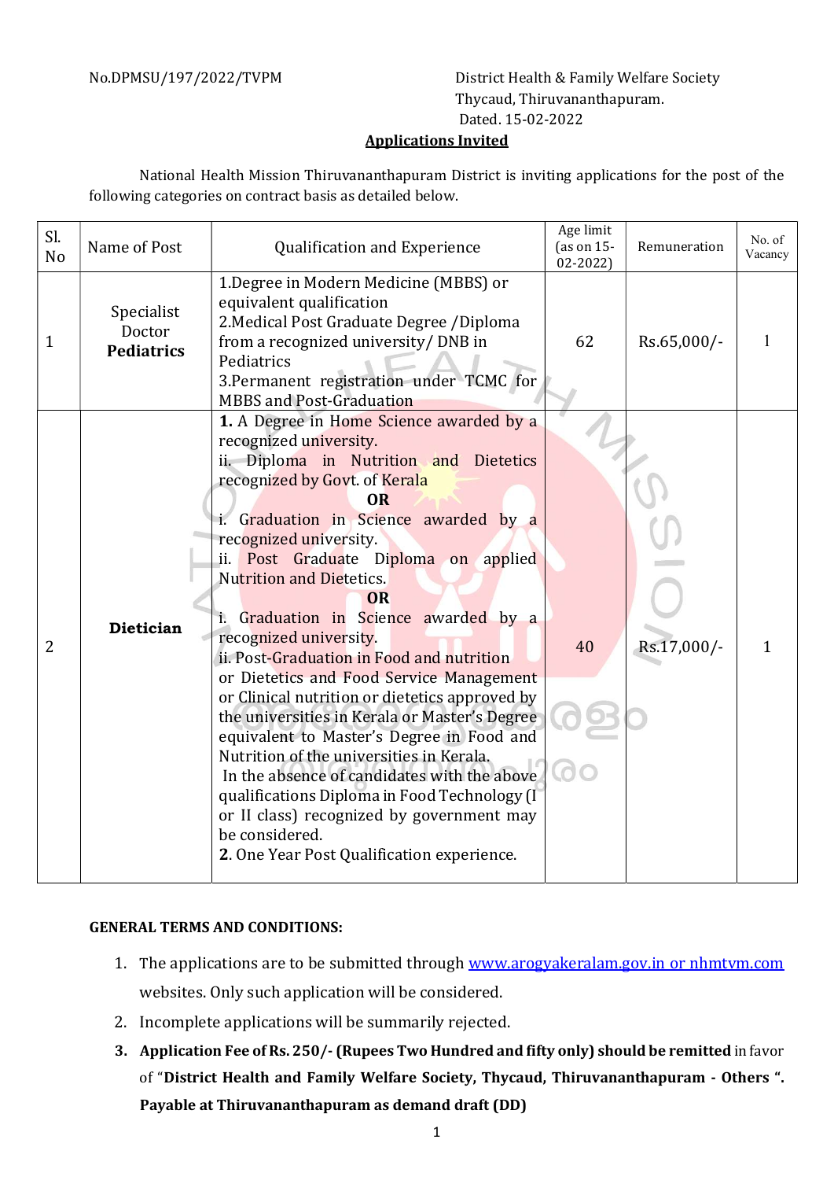No.DPMSU/197/2022/TVPM

District Health & Family Welfare Society
Thycaud, Thiruvananthapuram.
Dated. 15-02-2022

## Applications Invited

National Health Mission Thiruvananthapuram District is inviting applications for the post of the following categories on contract basis as detailed below.

| Sl. No | Name of Post | Qualification and Experience | Age limit (as on 15-02-2022) | Remuneration | No. of Vacancy |
|---|---|---|---|---|---|
| 1 | Specialist Doctor **Pediatrics** | 1.Degree in Modern Medicine (MBBS) or equivalent qualification<br>2.Medical Post Graduate Degree /Diploma from a recognized university/ DNB in Pediatrics<br>3.Permanent registration under TCMC for MBBS and Post-Graduation | 62 | Rs.65,000/- | 1 |
| 2 | **Dietician** | **1.** A Degree in Home Science awarded by a recognized university.<br>ii. Diploma in Nutrition and Dietetics recognized by Govt. of Kerala<br>**OR**<br>i. Graduation in Science awarded by a recognized university.<br>ii. Post Graduate Diploma on applied Nutrition and Dietetics.<br>**OR**<br>i. Graduation in Science awarded by a recognized university.<br>ii. Post-Graduation in Food and nutrition or Dietetics and Food Service Management or Clinical nutrition or dietetics approved by the universities in Kerala or Master's Degree equivalent to Master's Degree in Food and Nutrition of the universities in Kerala.<br>In the absence of candidates with the above qualifications Diploma in Food Technology (I or II class) recognized by government may be considered.<br>**2.** One Year Post Qualification experience. | 40 | Rs.17,000/- | 1 |

**GENERAL TERMS AND CONDITIONS:**

1. The applications are to be submitted through www.arogyakeralam.gov.in or nhmtvm.com websites. Only such application will be considered.
2. Incomplete applications will be summarily rejected.
3. **Application Fee of Rs. 250/- (Rupees Two Hundred and fifty only) should be remitted** in favor of "**District Health and Family Welfare Society, Thycaud, Thiruvananthapuram - Others ". Payable at Thiruvananthapuram as demand draft (DD)**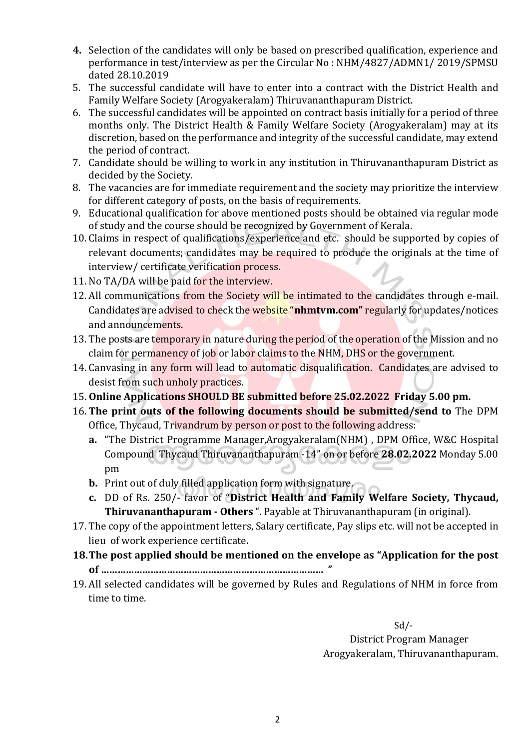4. Selection of the candidates will only be based on prescribed qualification, experience and performance in test/interview as per the Circular No : NHM/4827/ADMN1/ 2019/SPMSU dated 28.10.2019
5. The successful candidate will have to enter into a contract with the District Health and Family Welfare Society (Arogyakeralam) Thiruvananthapuram District.
6. The successful candidates will be appointed on contract basis initially for a period of three months only. The District Health & Family Welfare Society (Arogyakeralam) may at its discretion, based on the performance and integrity of the successful candidate, may extend the period of contract.
7. Candidate should be willing to work in any institution in Thiruvananthapuram District as decided by the Society.
8. The vacancies are for immediate requirement and the society may prioritize the interview for different category of posts, on the basis of requirements.
9. Educational qualification for above mentioned posts should be obtained via regular mode of study and the course should be recognized by Government of Kerala.
10. Claims in respect of qualifications/experience and etc. should be supported by copies of relevant documents; candidates may be required to produce the originals at the time of interview/ certificate verification process.
11. No TA/DA will be paid for the interview.
12. All communications from the Society will be intimated to the candidates through e-mail. Candidates are advised to check the website "**nhmtvm.com"** regularly for updates/notices and announcements.
13. The posts are temporary in nature during the period of the operation of the Mission and no claim for permanency of job or labor claims to the NHM, DHS or the government.
14. Canvasing in any form will lead to automatic disqualification. Candidates are advised to desist from such unholy practices.
15. **Online Applications SHOULD BE submitted before 25.02.2022 Friday 5.00 pm.**
16. **The print outs of the following documents should be submitted/send to** The DPM Office, Thycaud, Trivandrum by person or post to the following address:
    a. "The District Programme Manager,Arogyakeralam(NHM) , DPM Office, W&C Hospital Compound Thycaud Thiruvananthapuram -14" on or before **28.02.2022** Monday 5.00 pm
    b. Print out of duly filled application form with signature.
    c. DD of Rs. 250/- favor of "**District Health and Family Welfare Society, Thycaud, Thiruvananthapuram - Others** ". Payable at Thiruvananthapuram (in original).
17. The copy of the appointment letters, Salary certificate, Pay slips etc. will not be accepted in lieu of work experience certificate**.**
18. **The post applied should be mentioned on the envelope as "Application for the post of ……………………………………………………………………… "**
19. All selected candidates will be governed by Rules and Regulations of NHM in force from time to time.

Sd/-
District Program Manager
Arogyakeralam, Thiruvananthapuram.